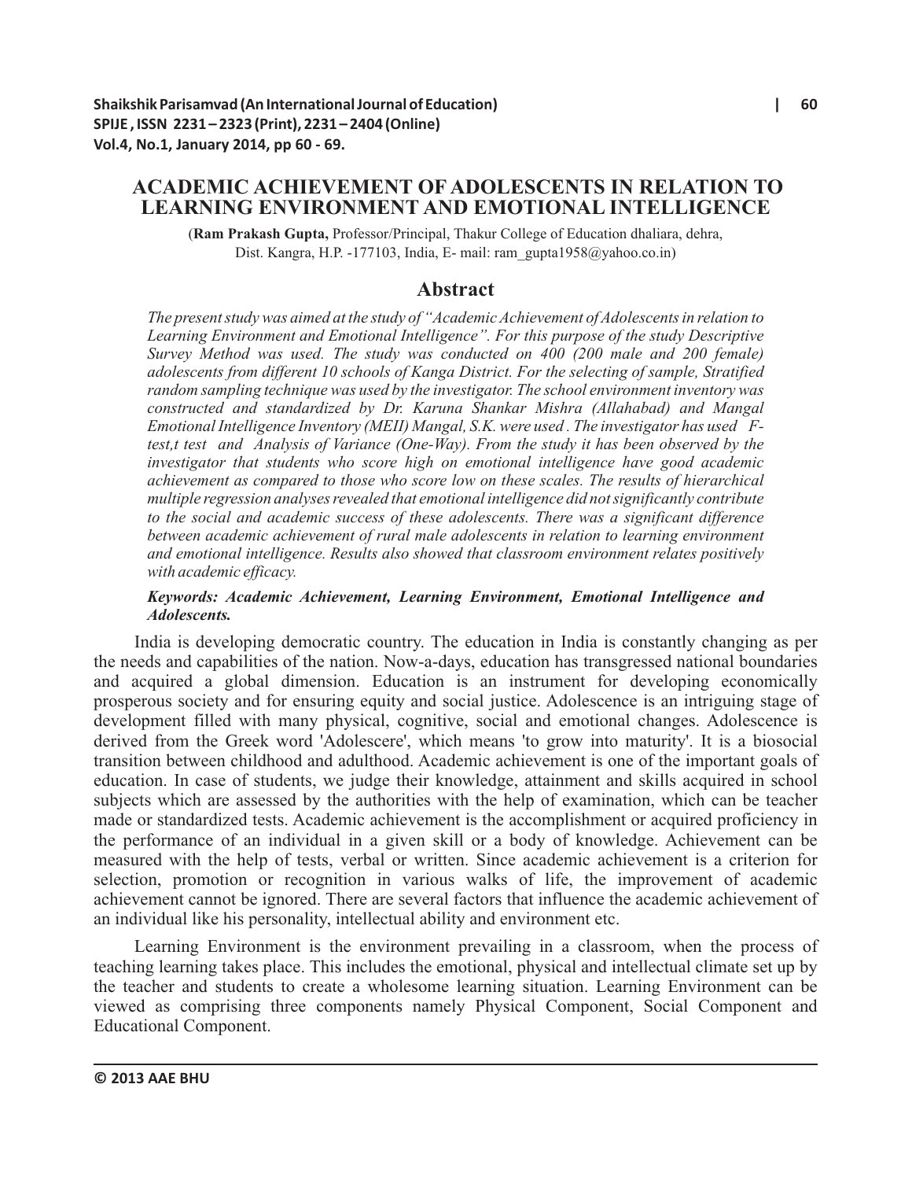# ACADEMIC ACHIEVEMENT OF ADOLESCENTS IN RELATION TO LEARNING ENVIRONMENT AND EMOTIONAL INTELLIGENCE

(**Ram Prakash Gupta,** Professor/Principal, Thakur College of Education dhaliara, dehra, Dist. Kangra, H.P. -177103, India, E- mail: ram_gupta1958@yahoo.co.in)

## Abstract

*The present study was aimed at the study of "Academic Achievement of Adolescents in relation to Learning Environment and Emotional Intelligence". For this purpose of the study Descriptive Survey Method was used. The study was conducted on 400 (200 male and 200 female) adolescents from different 10 schools of Kanga District. For the selecting of sample, Stratified random sampling technique was used by the investigator. The school environment inventory was constructed and standardized by Dr. Karuna Shankar Mishra (Allahabad) and Mangal Emotional Intelligence Inventory (MEII) Mangal, S.K. were used . The investigator has used F-test,t test and Analysis of Variance (One-Way). From the study it has been observed by the investigator that students who score high on emotional intelligence have good academic achievement as compared to those who score low on these scales. The results of hierarchical multiple regression analyses revealed that emotional intelligence did not significantly contribute to the social and academic success of these adolescents. There was a significant difference between academic achievement of rural male adolescents in relation to learning environment and emotional intelligence. Results also showed that classroom environment relates positively with academic efficacy.*

***Keywords: Academic Achievement, Learning Environment, Emotional Intelligence and Adolescents.***

India is developing democratic country. The education in India is constantly changing as per the needs and capabilities of the nation. Now-a-days, education has transgressed national boundaries and acquired a global dimension. Education is an instrument for developing economically prosperous society and for ensuring equity and social justice. Adolescence is an intriguing stage of development filled with many physical, cognitive, social and emotional changes. Adolescence is derived from the Greek word 'Adolescere', which means 'to grow into maturity'. It is a biosocial transition between childhood and adulthood. Academic achievement is one of the important goals of education. In case of students, we judge their knowledge, attainment and skills acquired in school subjects which are assessed by the authorities with the help of examination, which can be teacher made or standardized tests. Academic achievement is the accomplishment or acquired proficiency in the performance of an individual in a given skill or a body of knowledge. Achievement can be measured with the help of tests, verbal or written. Since academic achievement is a criterion for selection, promotion or recognition in various walks of life, the improvement of academic achievement cannot be ignored. There are several factors that influence the academic achievement of an individual like his personality, intellectual ability and environment etc.

Learning Environment is the environment prevailing in a classroom, when the process of teaching learning takes place. This includes the emotional, physical and intellectual climate set up by the teacher and students to create a wholesome learning situation. Learning Environment can be viewed as comprising three components namely Physical Component, Social Component and Educational Component.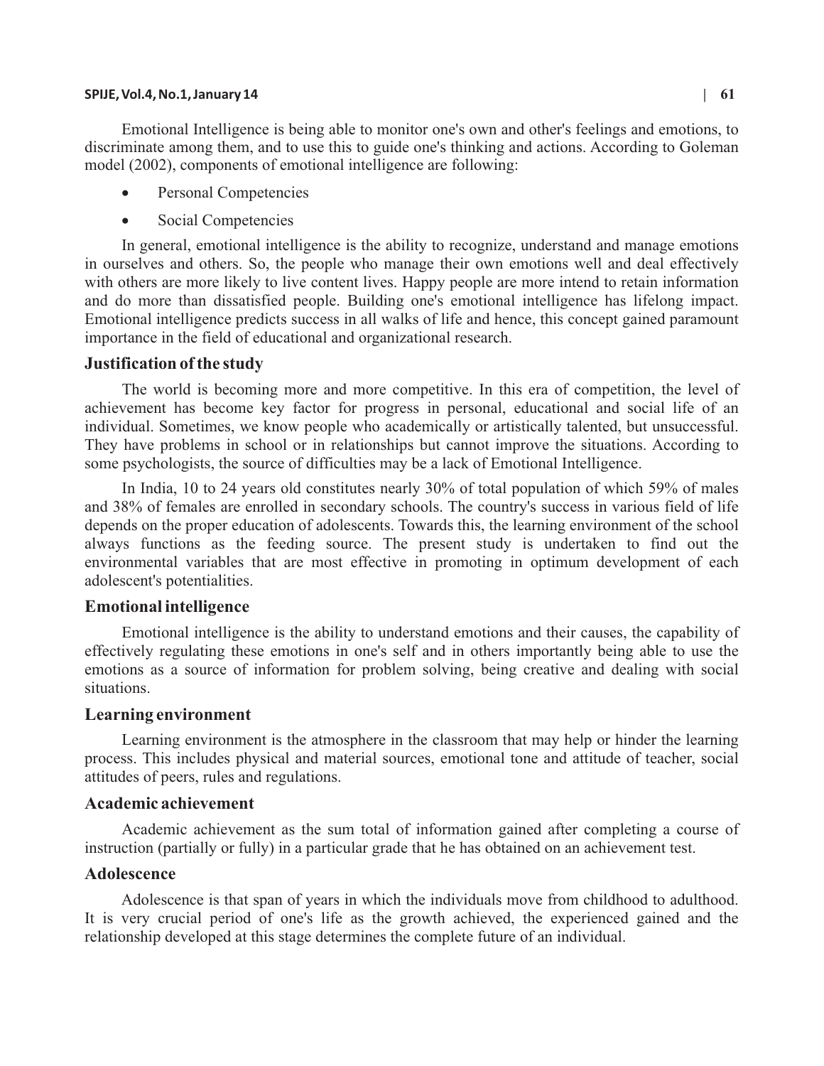Emotional Intelligence is being able to monitor one's own and other's feelings and emotions, to discriminate among them, and to use this to guide one's thinking and actions. According to Goleman model (2002), components of emotional intelligence are following:

- Personal Competencies
- Social Competencies

In general, emotional intelligence is the ability to recognize, understand and manage emotions in ourselves and others. So, the people who manage their own emotions well and deal effectively with others are more likely to live content lives. Happy people are more intend to retain information and do more than dissatisfied people. Building one's emotional intelligence has lifelong impact. Emotional intelligence predicts success in all walks of life and hence, this concept gained paramount importance in the field of educational and organizational research.

## Justification of the study

The world is becoming more and more competitive. In this era of competition, the level of achievement has become key factor for progress in personal, educational and social life of an individual. Sometimes, we know people who academically or artistically talented, but unsuccessful. They have problems in school or in relationships but cannot improve the situations. According to some psychologists, the source of difficulties may be a lack of Emotional Intelligence.

In India, 10 to 24 years old constitutes nearly 30% of total population of which 59% of males and 38% of females are enrolled in secondary schools. The country's success in various field of life depends on the proper education of adolescents. Towards this, the learning environment of the school always functions as the feeding source. The present study is undertaken to find out the environmental variables that are most effective in promoting in optimum development of each adolescent's potentialities.

## Emotional intelligence

Emotional intelligence is the ability to understand emotions and their causes, the capability of effectively regulating these emotions in one's self and in others importantly being able to use the emotions as a source of information for problem solving, being creative and dealing with social situations.

## Learning environment

Learning environment is the atmosphere in the classroom that may help or hinder the learning process. This includes physical and material sources, emotional tone and attitude of teacher, social attitudes of peers, rules and regulations.

## Academic achievement

Academic achievement as the sum total of information gained after completing a course of instruction (partially or fully) in a particular grade that he has obtained on an achievement test.

## Adolescence

Adolescence is that span of years in which the individuals move from childhood to adulthood. It is very crucial period of one's life as the growth achieved, the experienced gained and the relationship developed at this stage determines the complete future of an individual.